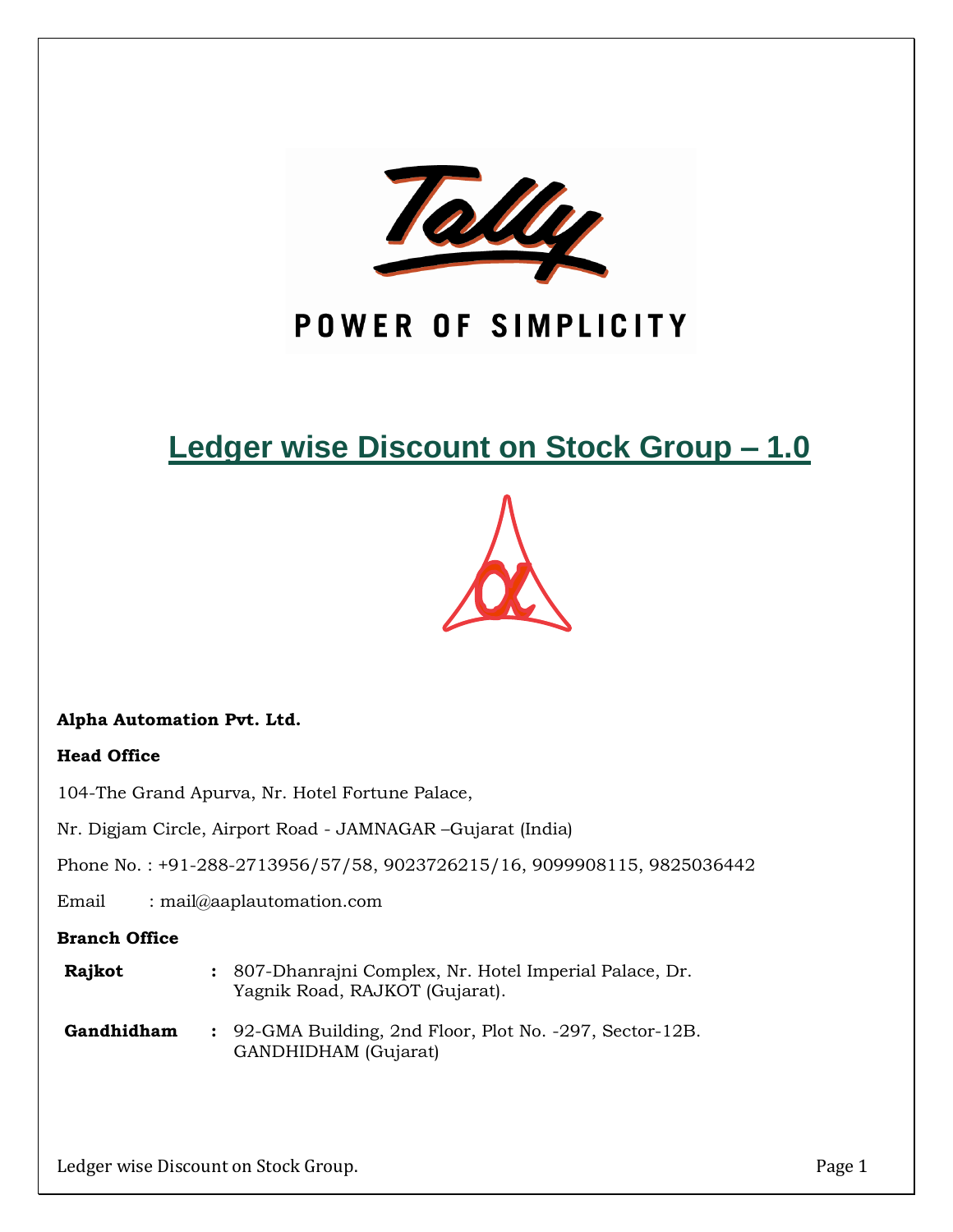POWER OF SIMPLICITY

# Ledger wise Discount on Stock Group – 1.0

**Alpha Automation Pvt. Ltd.**

**Head Office**

104-The Grand Apurva, Nr. Hotel Fortune Palace,

Nr. Digjam Circle, Airport Road - JAMNAGAR –Gujarat (India)

Phone No. : +91-288-2713956/57/58, 9023726215/16, 9099908115, 9825036442

Email : mail@aaplautomation.com

**Branch Office**

| | | |
|---|---|---|
| **Rajkot** | **:** | 807-Dhanrajni Complex, Nr. Hotel Imperial Palace, Dr. Yagnik Road, RAJKOT (Gujarat). |
| **Gandhidham** | **:** | 92-GMA Building, 2nd Floor, Plot No. -297, Sector-12B. GANDHIDHAM (Gujarat) |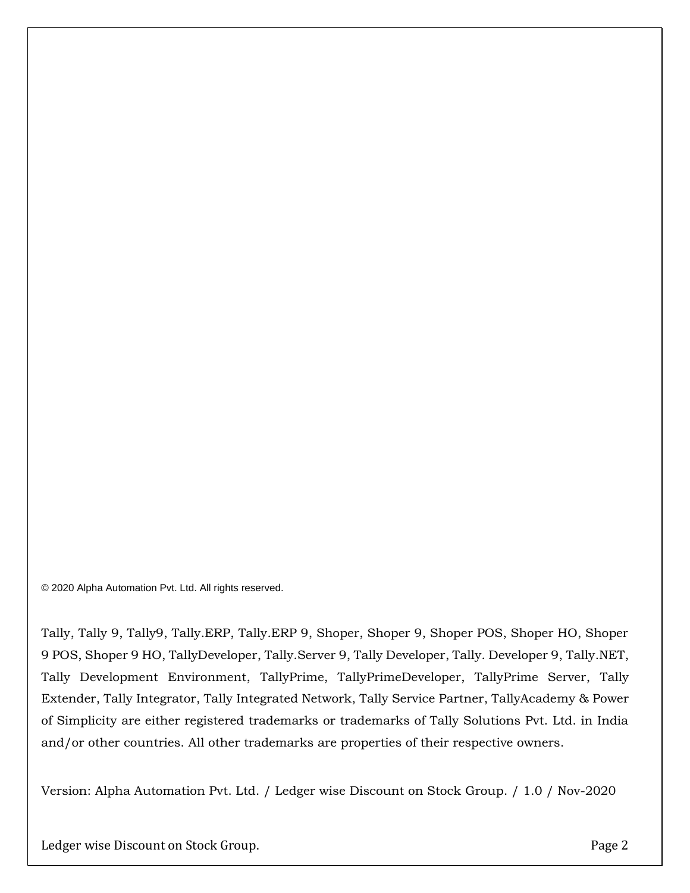© 2020 Alpha Automation Pvt. Ltd. All rights reserved.

Tally, Tally 9, Tally9, Tally.ERP, Tally.ERP 9, Shoper, Shoper 9, Shoper POS, Shoper HO, Shoper 9 POS, Shoper 9 HO, TallyDeveloper, Tally.Server 9, Tally Developer, Tally. Developer 9, Tally.NET, Tally Development Environment, TallyPrime, TallyPrimeDeveloper, TallyPrime Server, Tally Extender, Tally Integrator, Tally Integrated Network, Tally Service Partner, TallyAcademy & Power of Simplicity are either registered trademarks or trademarks of Tally Solutions Pvt. Ltd. in India and/or other countries. All other trademarks are properties of their respective owners.

Version: Alpha Automation Pvt. Ltd. / Ledger wise Discount on Stock Group. / 1.0 / Nov-2020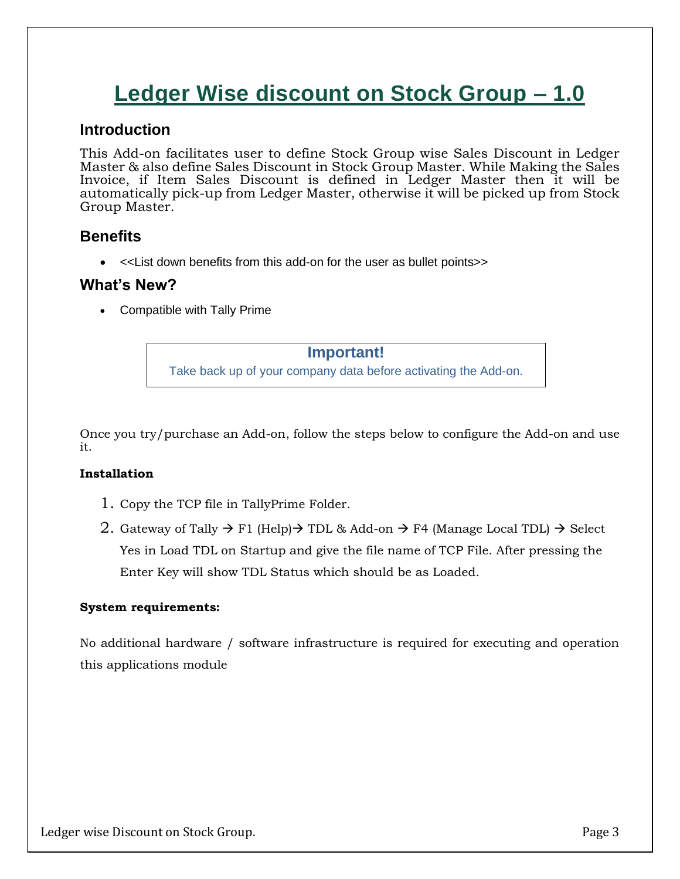# Ledger Wise discount on Stock Group – 1.0

## Introduction

This Add-on facilitates user to define Stock Group wise Sales Discount in Ledger Master & also define Sales Discount in Stock Group Master. While Making the Sales Invoice, if Item Sales Discount is defined in Ledger Master then it will be automatically pick-up from Ledger Master, otherwise it will be picked up from Stock Group Master.

## Benefits

- <<List down benefits from this add-on for the user as bullet points>>

## What's New?

- Compatible with Tally Prime

> **Important!**
> Take back up of your company data before activating the Add-on.

Once you try/purchase an Add-on, follow the steps below to configure the Add-on and use it.

**Installation**

1. Copy the TCP file in TallyPrime Folder.
2. Gateway of Tally → F1 (Help)→ TDL & Add-on → F4 (Manage Local TDL) → Select Yes in Load TDL on Startup and give the file name of TCP File. After pressing the Enter Key will show TDL Status which should be as Loaded.

**System requirements:**

No additional hardware / software infrastructure is required for executing and operation this applications module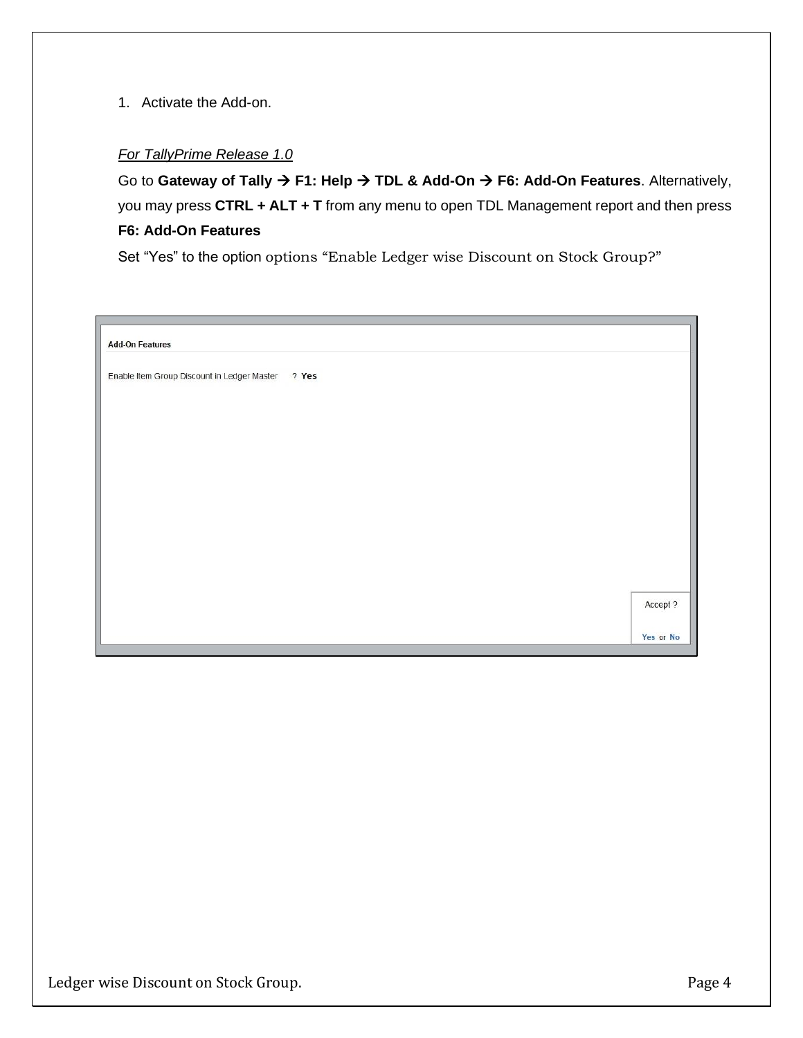1. Activate the Add-on.

*For TallyPrime Release 1.0*

Go to **Gateway of Tally → F1: Help → TDL & Add-On → F6: Add-On Features**. Alternatively, you may press **CTRL + ALT + T** from any menu to open TDL Management report and then press **F6: Add-On Features**

Set "Yes" to the option options "Enable Ledger wise Discount on Stock Group?"

Add-On Features

Enable Item Group Discount in Ledger Master ? Yes

Accept ?

Yes or No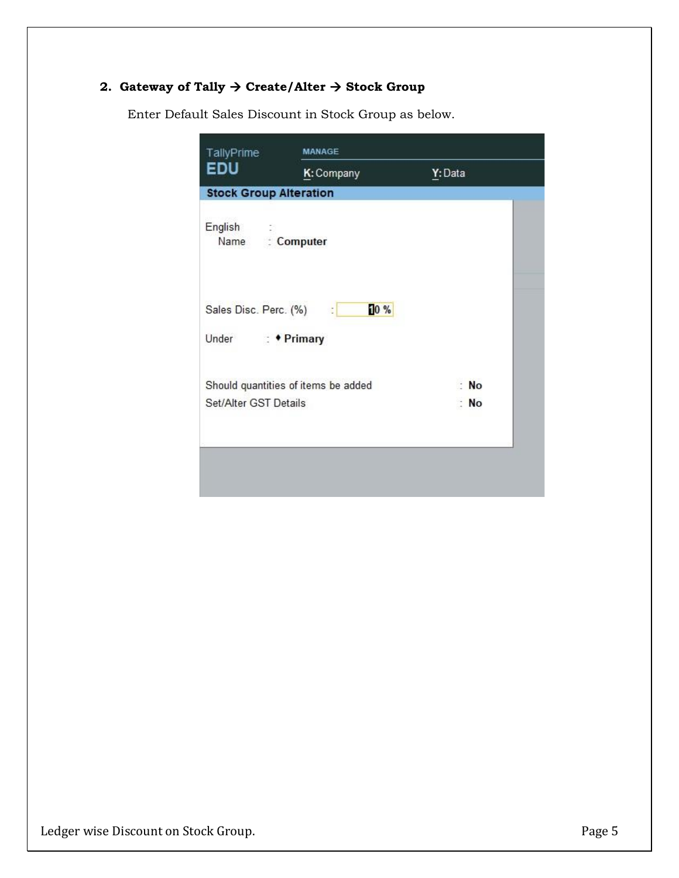**2. Gateway of Tally → Create/Alter → Stock Group**

Enter Default Sales Discount in Stock Group as below.

TallyPrime EDU

MANAGE

K: Company Y: Data

**Stock Group Alteration**

English Name : **Computer**

Sales Disc. Perc. (%) : 10 %

Under : ♦ **Primary**

Should quantities of items be added : **No**

Set/Alter GST Details : **No**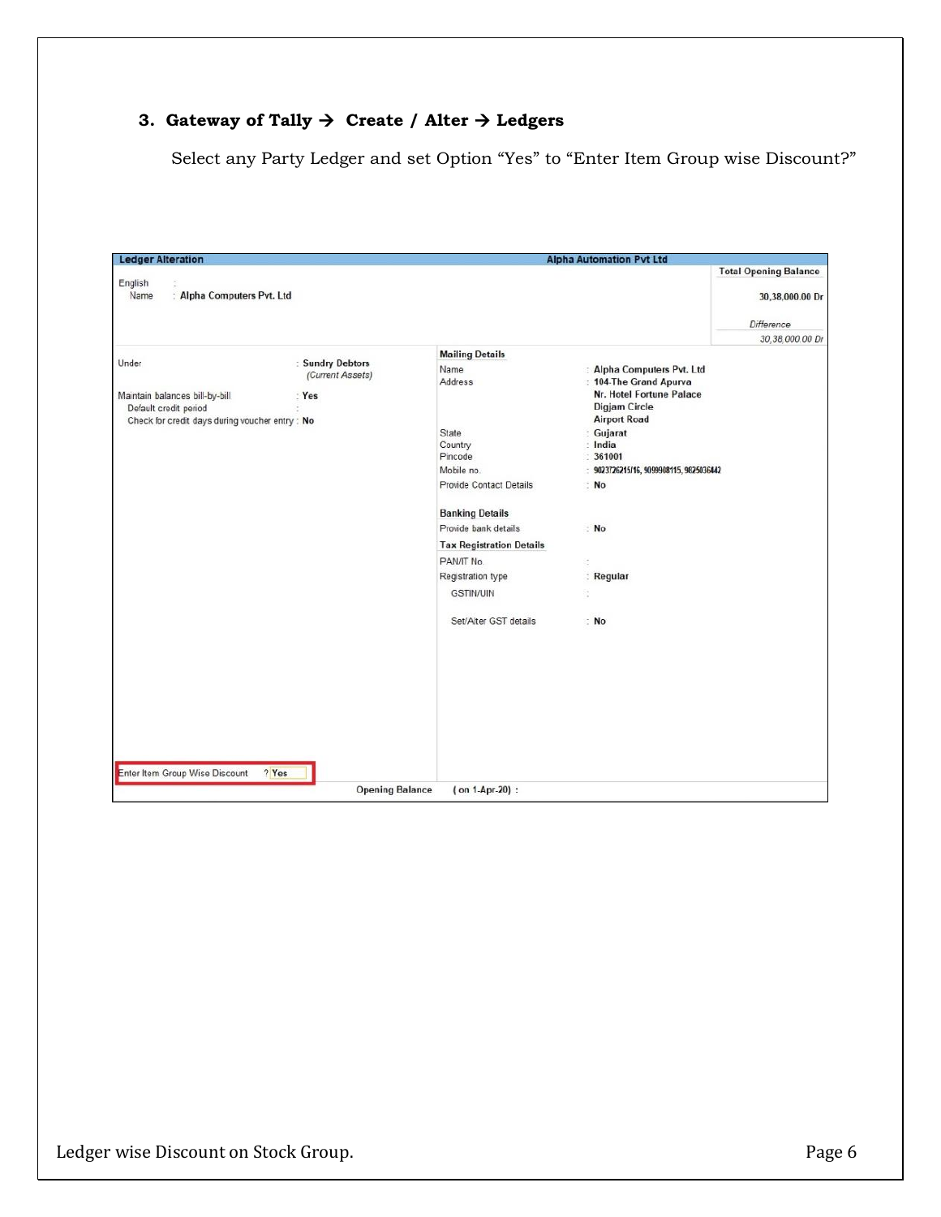### 3. Gateway of Tally → Create / Alter → Ledgers

Select any Party Ledger and set Option "Yes" to "Enter Item Group wise Discount?"

**Ledger Alteration** — **Alpha Automation Pvt Ltd**

English
Name : **Alpha Computers Pvt. Ltd**

**Total Opening Balance**
30,38,000.00 Dr

*Difference*
*30,38,000.00 Dr*

Under : **Sundry Debtors** *(Current Assets)*

Maintain balances bill-by-bill : **Yes**
Default credit period :
Check for credit days during voucher entry : **No**

**Mailing Details**

| | |
|---|---|
| Name | : Alpha Computers Pvt. Ltd |
| Address | : 104-The Grand Apurva |
| | Nr. Hotel Fortune Palace |
| | Digjam Circle |
| | Airport Road |
| State | : Gujarat |
| Country | : India |
| Pincode | : 361001 |
| Mobile no. | : 9023726215/16, 9099908115, 9825036442 |
| Provide Contact Details | : No |

**Banking Details**

Provide bank details : **No**

**Tax Registration Details**

| | |
|---|---|
| PAN/IT No. | : |
| Registration type | : Regular |
| GSTIN/UIN | : |
| Set/Alter GST details | : No |

Enter Item Group Wise Discount ? **Yes**

Opening Balance ( on 1-Apr-20) :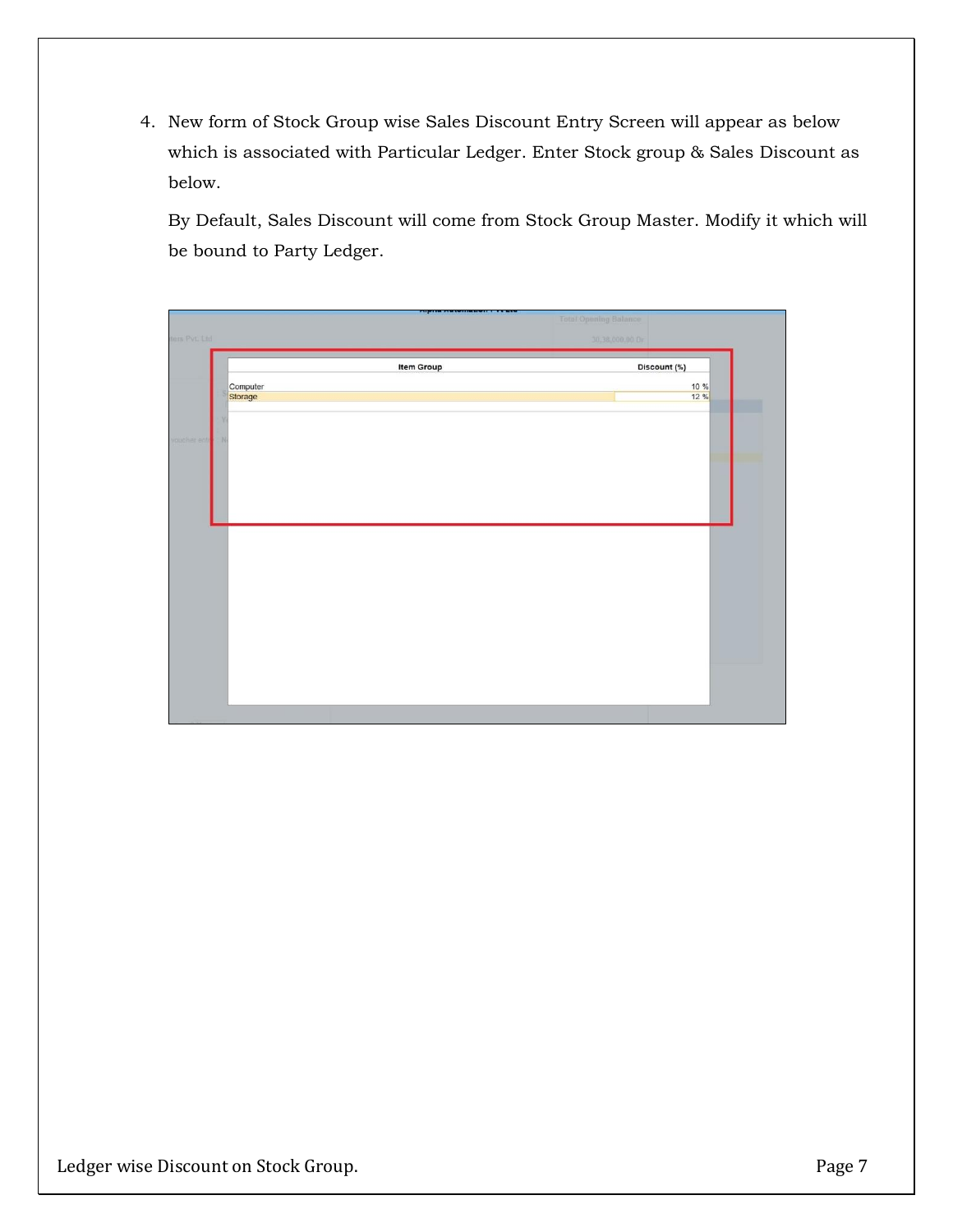4. New form of Stock Group wise Sales Discount Entry Screen will appear as below which is associated with Particular Ledger. Enter Stock group & Sales Discount as below.

   By Default, Sales Discount will come from Stock Group Master. Modify it which will be bound to Party Ledger.

| Item Group | Discount (%) |
| --- | --- |
| Computer | 10 % |
| Storage | 12 % |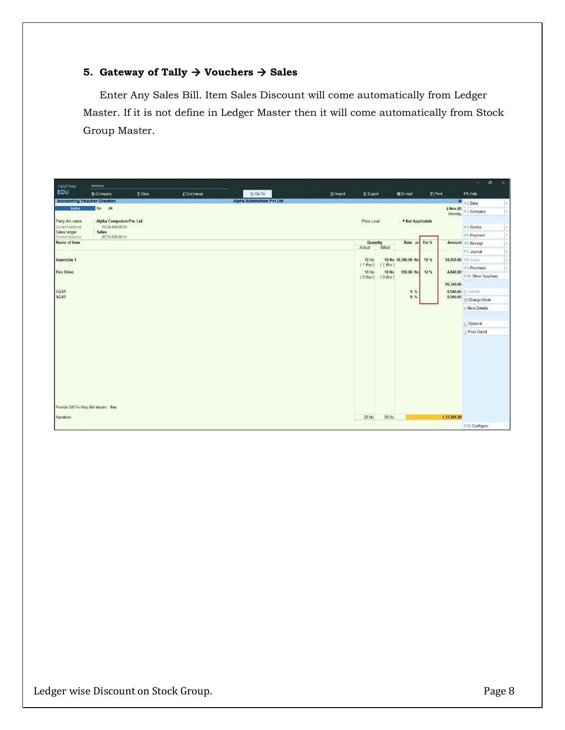### 5. Gateway of Tally → Vouchers → Sales

Enter Any Sales Bill. Item Sales Discount will come automatically from Ledger Master. If it is not define in Ledger Master then it will come automatically from Stock Group Master.

Accounting Voucher Creation — Alpha Automation Pvt Ltd

Sales No. 24 — 2-Nov-20, Monday

Party A/c name : Alpha Computers Pvt. Ltd
Current balance : 14,50,200.00 Dr
Sales ledger : Sales
Current balance : 87,72,525.00 Cr
Price Level : ♦ Not Applicable

| Name of Item | Quantity Actual | Quantity Billed | Rate | per | Disc % | Amount |
|---|---|---|---|---|---|---|
| Assemble 1 | 10 No (1 Box) | 10 No (1 Box) | 10,500.00 | No | 10 % | 94,500.00 |
| Pen Drive | 10 No (0 Box) | 10 No (0 Box) | 550.00 | No | 12 % | 4,840.00 |
| | | | | | | 99,340.00 |
| CGST | | | 9 % | | | 8,940.60 |
| SGST | | | 9 % | | | 8,940.60 |
| | 20 No | 20 No | | | | 1,17,221.20 |

Provide GST/e-Way Bill details : Yes

Narration: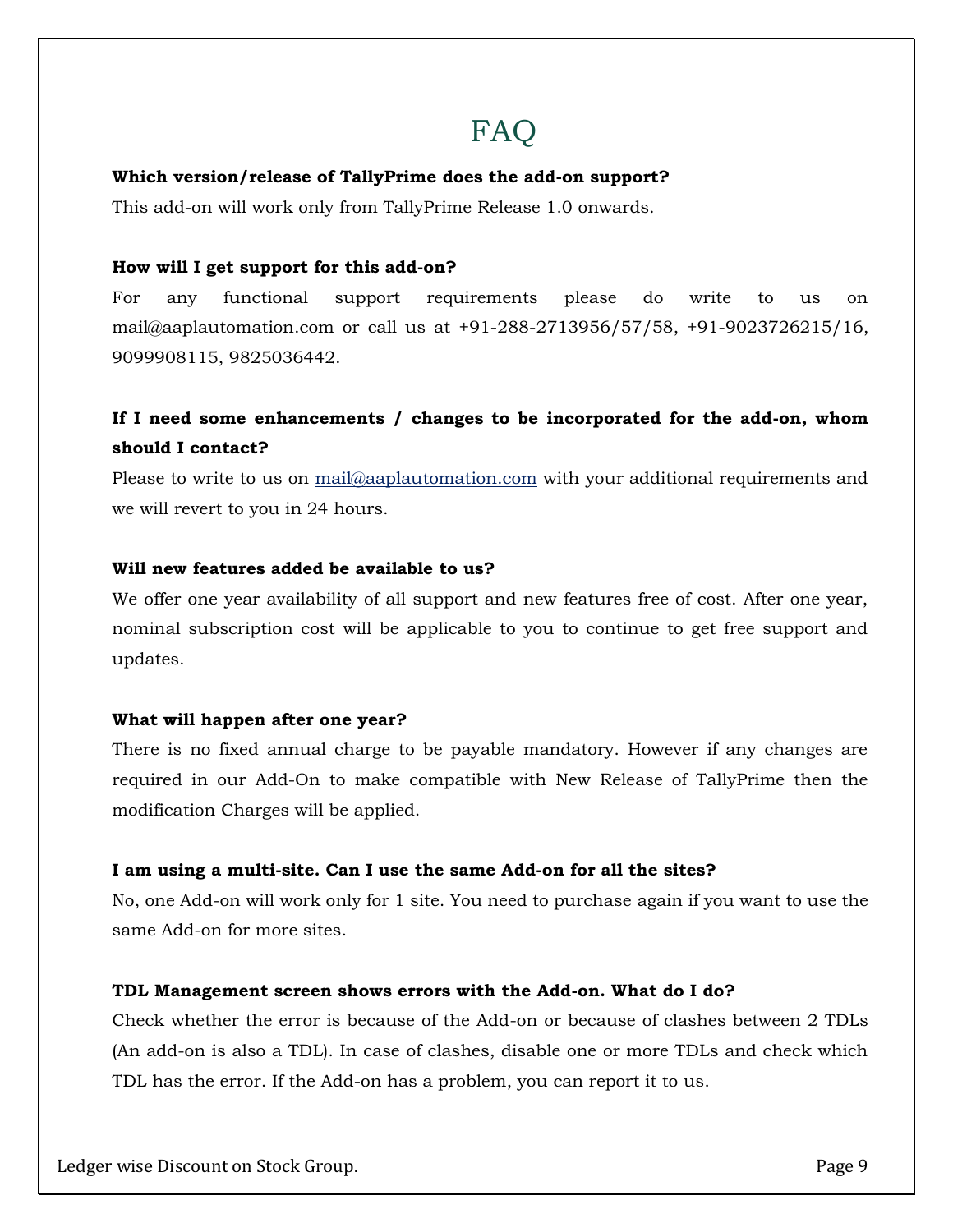# FAQ

**Which version/release of TallyPrime does the add-on support?**

This add-on will work only from TallyPrime Release 1.0 onwards.

**How will I get support for this add-on?**

For any functional support requirements please do write to us on mail@aaplautomation.com or call us at +91-288-2713956/57/58, +91-9023726215/16, 9099908115, 9825036442.

**If I need some enhancements / changes to be incorporated for the add-on, whom should I contact?**

Please to write to us on mail@aaplautomation.com with your additional requirements and we will revert to you in 24 hours.

**Will new features added be available to us?**

We offer one year availability of all support and new features free of cost. After one year, nominal subscription cost will be applicable to you to continue to get free support and updates.

**What will happen after one year?**

There is no fixed annual charge to be payable mandatory. However if any changes are required in our Add-On to make compatible with New Release of TallyPrime then the modification Charges will be applied.

**I am using a multi-site. Can I use the same Add-on for all the sites?**

No, one Add-on will work only for 1 site. You need to purchase again if you want to use the same Add-on for more sites.

**TDL Management screen shows errors with the Add-on. What do I do?**

Check whether the error is because of the Add-on or because of clashes between 2 TDLs (An add-on is also a TDL). In case of clashes, disable one or more TDLs and check which TDL has the error. If the Add-on has a problem, you can report it to us.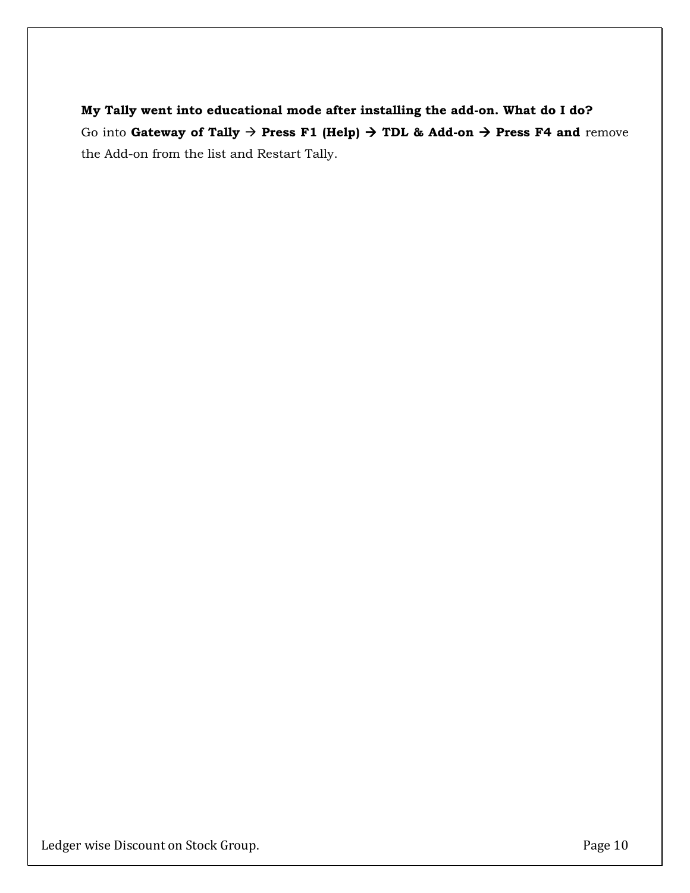**My Tally went into educational mode after installing the add-on. What do I do?**
Go into **Gateway of Tally → Press F1 (Help) → TDL & Add-on → Press F4 and** remove the Add-on from the list and Restart Tally.